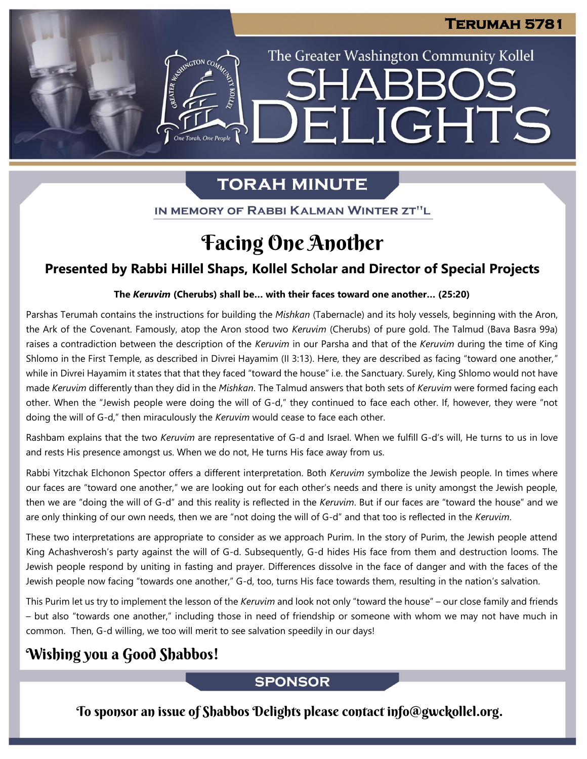# Terumah 5781

The Greater Washington Community Kollel

# SHABBOS DELIGHTS

## TORAH MINUTE

IN MEMORY OF RABBI KALMAN WINTER ZT"L

# Facing One Another

### Presented by Rabbi Hillel Shaps, Kollel Scholar and Director of Special Projects

**The *Keruvim* (Cherubs) shall be… with their faces toward one another… (25:20)**

Parshas Terumah contains the instructions for building the *Mishkan* (Tabernacle) and its holy vessels, beginning with the Aron, the Ark of the Covenant. Famously, atop the Aron stood two *Keruvim* (Cherubs) of pure gold. The Talmud (Bava Basra 99a) raises a contradiction between the description of the *Keruvim* in our Parsha and that of the *Keruvim* during the time of King Shlomo in the First Temple, as described in Divrei Hayamim (II 3:13). Here, they are described as facing "toward one another," while in Divrei Hayamim it states that that they faced "toward the house" i.e. the Sanctuary. Surely, King Shlomo would not have made *Keruvim* differently than they did in the *Mishkan*. The Talmud answers that both sets of *Keruvim* were formed facing each other. When the "Jewish people were doing the will of G-d," they continued to face each other. If, however, they were "not doing the will of G-d," then miraculously the *Keruvim* would cease to face each other.

Rashbam explains that the two *Keruvim* are representative of G-d and Israel. When we fulfill G-d's will, He turns to us in love and rests His presence amongst us. When we do not, He turns His face away from us.

Rabbi Yitzchak Elchonon Spector offers a different interpretation. Both *Keruvim* symbolize the Jewish people. In times where our faces are "toward one another," we are looking out for each other's needs and there is unity amongst the Jewish people, then we are "doing the will of G-d" and this reality is reflected in the *Keruvim*. But if our faces are "toward the house" and we are only thinking of our own needs, then we are "not doing the will of G-d" and that too is reflected in the *Keruvim*.

These two interpretations are appropriate to consider as we approach Purim. In the story of Purim, the Jewish people attend King Achashverosh's party against the will of G-d. Subsequently, G-d hides His face from them and destruction looms. The Jewish people respond by uniting in fasting and prayer. Differences dissolve in the face of danger and with the faces of the Jewish people now facing "towards one another," G-d, too, turns His face towards them, resulting in the nation's salvation.

This Purim let us try to implement the lesson of the *Keruvim* and look not only "toward the house" – our close family and friends – but also "towards one another," including those in need of friendship or someone with whom we may not have much in common. Then, G-d willing, we too will merit to see salvation speedily in our days!

## Wishing you a Good Shabbos!

## SPONSOR

To sponsor an issue of Shabbos Delights please contact info@gwckollel.org.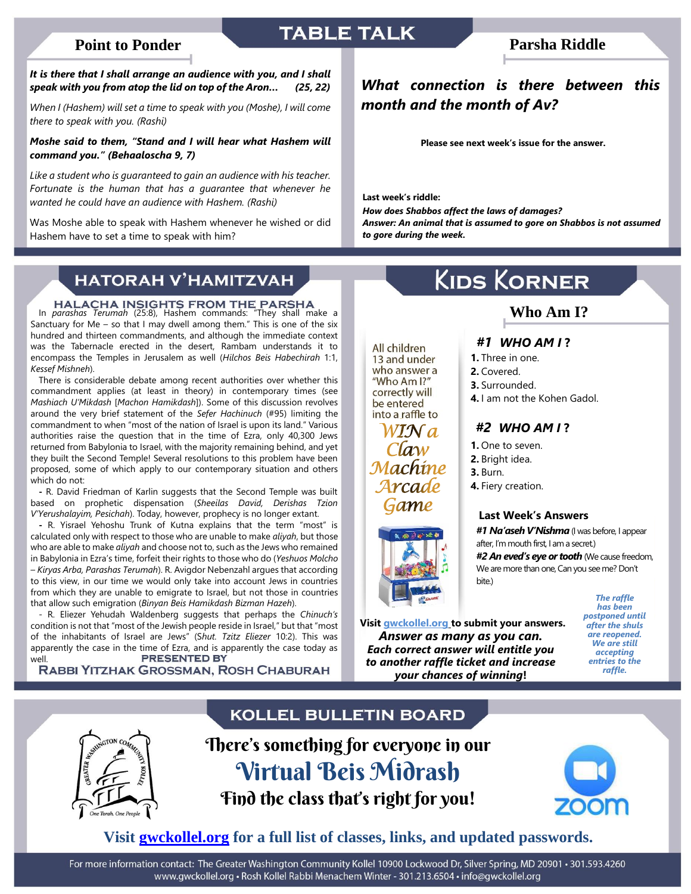# TABLE TALK

## Point to Ponder

***It is there that I shall arrange an audience with you, and I shall speak with you from atop the lid on top of the Aron... (25, 22)***

*When I (Hashem) will set a time to speak with you (Moshe), I will come there to speak with you. (Rashi)*

***Moshe said to them, "Stand and I will hear what Hashem will command you." (Behaaloscha 9, 7)***

*Like a student who is guaranteed to gain an audience with his teacher. Fortunate is the human that has a guarantee that whenever he wanted he could have an audience with Hashem. (Rashi)*

Was Moshe able to speak with Hashem whenever he wished or did Hashem have to set a time to speak with him?

## Parsha Riddle

***What connection is there between this month and the month of Av?***

**Please see next week's issue for the answer.**

**Last week's riddle:**

***How does Shabbos affect the laws of damages?***

***Answer: An animal that is assumed to gore on Shabbos is not assumed to gore during the week.***

# HATORAH V'HAMITZVAH

## HALACHA INSIGHTS FROM THE PARSHA

In *parashas Terumah* (25:8), Hashem commands: "They shall make a Sanctuary for Me – so that I may dwell among them." This is one of the six hundred and thirteen commandments, and although the immediate context was the Tabernacle erected in the desert, Rambam understands it to encompass the Temples in Jerusalem as well (*Hilchos Beis Habechirah* 1:1, *Kessef Mishneh*).

There is considerable debate among recent authorities over whether this commandment applies (at least in theory) in contemporary times (see *Mashiach U'Mikdash* [*Machon Hamikdash*]). Some of this discussion revolves around the very brief statement of the *Sefer Hachinuch* (#95) limiting the commandment to when "most of the nation of Israel is upon its land." Various authorities raise the question that in the time of Ezra, only 40,300 Jews returned from Babylonia to Israel, with the majority remaining behind, and yet they built the Second Temple! Several resolutions to this problem have been proposed, some of which apply to our contemporary situation and others which do not:

- R. David Friedman of Karlin suggests that the Second Temple was built based on prophetic dispensation (*Sheeilas David, Derishas Tzion V'Yerushalayim, Pesichah*). Today, however, prophecy is no longer extant.
- R. Yisrael Yehoshu Trunk of Kutna explains that the term "most" is calculated only with respect to those who are unable to make *aliyah*, but those who are able to make *aliyah* and choose not to, such as the Jews who remained in Babylonia in Ezra's time, forfeit their rights to those who do (*Yeshuos Molcho – Kiryas Arba, Parashas Terumah*). R. Avigdor Nebenzahl argues that according to this view, in our time we would only take into account Jews in countries from which they are unable to emigrate to Israel, but not those in countries that allow such emigration (*Binyan Beis Hamikdash Bizman Hazeh*).
- R. Eliezer Yehudah Waldenberg suggests that perhaps the *Chinuch's* condition is not that "most of the Jewish people reside in Israel," but that "most of the inhabitants of Israel are Jews" (*Shut. Tzitz Eliezer* 10:2). This was apparently the case in the time of Ezra, and is apparently the case today as well.

PRESENTED BY
RABBI YITZHAK GROSSMAN, ROSH CHABURAH

# KIDS KORNER

## Who Am I?

All children 13 and under who answer a "Who Am I?" correctly will be entered into a raffle to

*WIN a Claw Machine Arcade Game*

### #1 WHO AM I?

1. Three in one.
2. Covered.
3. Surrounded.
4. I am not the Kohen Gadol.

### #2 WHO AM I?

1. One to seven.
2. Bright idea.
3. Burn.
4. Fiery creation.

### Last Week's Answers

***#1 Na'aseh V'Nishma*** (I was before, I appear after, I'm mouth first, I am a secret.)

***#2 An eved's eye or tooth*** (We cause freedom, We are more than one, Can you see me? Don't bite.)

**Visit gwckollel.org to submit your answers.**

***Answer as many as you can.***
***Each correct answer will entitle you to another raffle ticket and increase your chances of winning!***

*The raffle has been postponed until after the shuls are reopened. We are still accepting entries to the raffle.*

# KOLLEL BULLETIN BOARD

There's something for everyone in our
**Virtual Beis Midrash**
Find the class that's right for you!

**Visit gwckollel.org for a full list of classes, links, and updated passwords.**

For more information contact: The Greater Washington Community Kollel 10900 Lockwood Dr, Silver Spring, MD 20901 • 301.593.4260
www.gwckollel.org • Rosh Kollel Rabbi Menachem Winter - 301.213.6504 • info@gwckollel.org